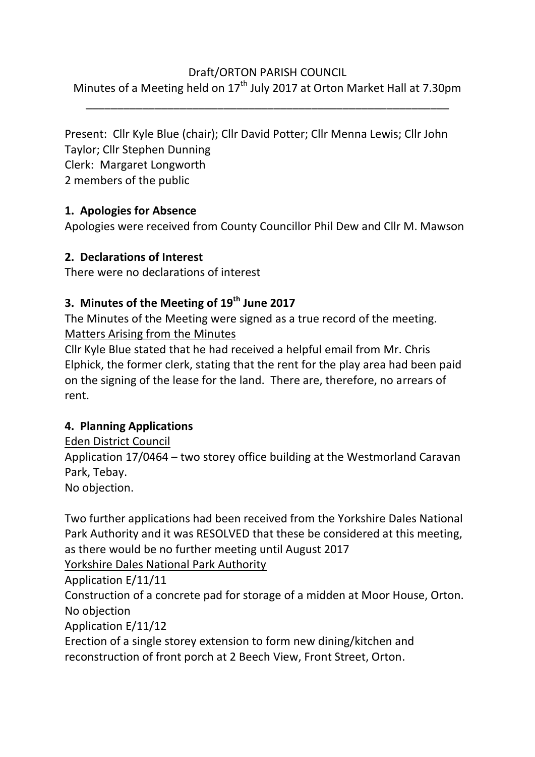Draft/ORTON PARISH COUNCIL

Minutes of a Meeting held on 17th July 2017 at Orton Market Hall at 7.30pm

---

Present: Cllr Kyle Blue (chair); Cllr David Potter; Cllr Menna Lewis; Cllr John Taylor; Cllr Stephen Dunning

Clerk: Margaret Longworth

2 members of the public

## 1. Apologies for Absence

Apologies were received from County Councillor Phil Dew and Cllr M. Mawson

## 2. Declarations of Interest

There were no declarations of interest

## 3. Minutes of the Meeting of 19th June 2017

The Minutes of the Meeting were signed as a true record of the meeting.

Matters Arising from the Minutes

Cllr Kyle Blue stated that he had received a helpful email from Mr. Chris Elphick, the former clerk, stating that the rent for the play area had been paid on the signing of the lease for the land. There are, therefore, no arrears of rent.

## 4. Planning Applications

Eden District Council

Application 17/0464 – two storey office building at the Westmorland Caravan Park, Tebay.

No objection.

Two further applications had been received from the Yorkshire Dales National Park Authority and it was RESOLVED that these be considered at this meeting, as there would be no further meeting until August 2017

Yorkshire Dales National Park Authority

Application E/11/11

Construction of a concrete pad for storage of a midden at Moor House, Orton.

No objection

Application E/11/12

Erection of a single storey extension to form new dining/kitchen and reconstruction of front porch at 2 Beech View, Front Street, Orton.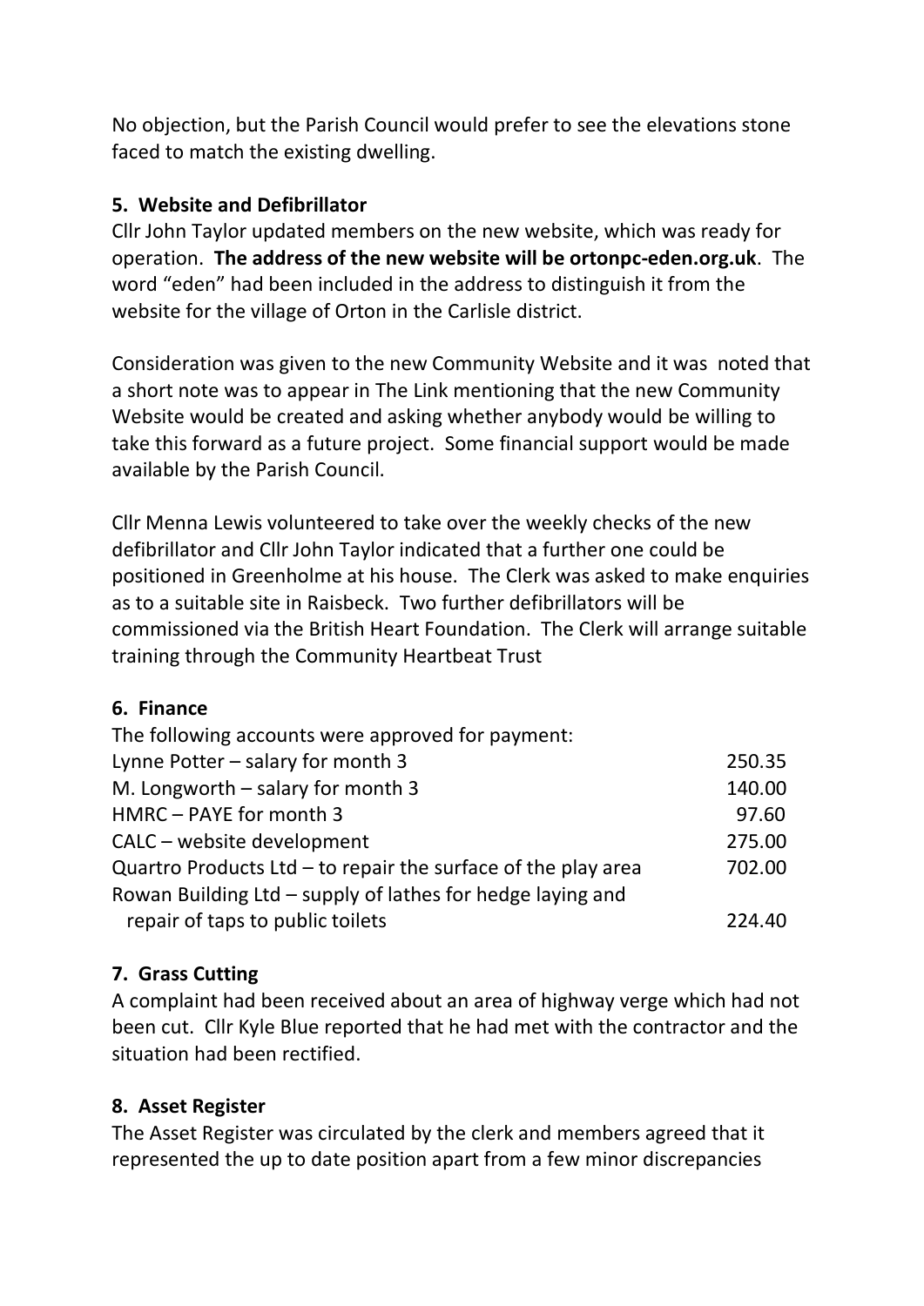No objection, but the Parish Council would prefer to see the elevations stone faced to match the existing dwelling.

## 5. Website and Defibrillator

Cllr John Taylor updated members on the new website, which was ready for operation. **The address of the new website will be ortonpc-eden.org.uk**. The word "eden" had been included in the address to distinguish it from the website for the village of Orton in the Carlisle district.

Consideration was given to the new Community Website and it was noted that a short note was to appear in The Link mentioning that the new Community Website would be created and asking whether anybody would be willing to take this forward as a future project. Some financial support would be made available by the Parish Council.

Cllr Menna Lewis volunteered to take over the weekly checks of the new defibrillator and Cllr John Taylor indicated that a further one could be positioned in Greenholme at his house. The Clerk was asked to make enquiries as to a suitable site in Raisbeck. Two further defibrillators will be commissioned via the British Heart Foundation. The Clerk will arrange suitable training through the Community Heartbeat Trust

## 6. Finance

The following accounts were approved for payment:

| | |
|---|---|
| Lynne Potter – salary for month 3 | 250.35 |
| M. Longworth – salary for month 3 | 140.00 |
| HMRC – PAYE for month 3 | 97.60 |
| CALC – website development | 275.00 |
| Quartro Products Ltd – to repair the surface of the play area | 702.00 |
| Rowan Building Ltd – supply of lathes for hedge laying and repair of taps to public toilets | 224.40 |

## 7. Grass Cutting

A complaint had been received about an area of highway verge which had not been cut. Cllr Kyle Blue reported that he had met with the contractor and the situation had been rectified.

## 8. Asset Register

The Asset Register was circulated by the clerk and members agreed that it represented the up to date position apart from a few minor discrepancies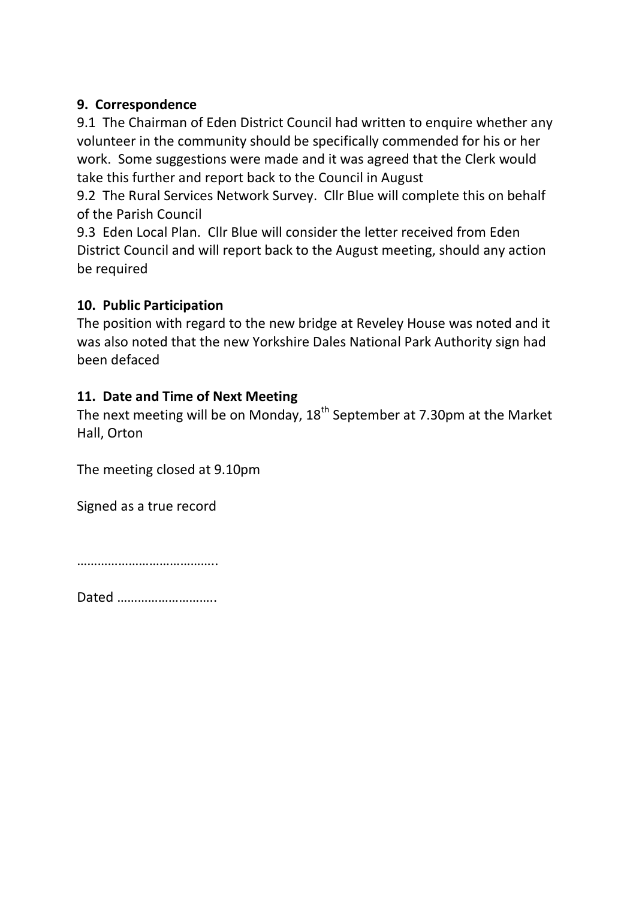### 9. Correspondence

9.1 The Chairman of Eden District Council had written to enquire whether any volunteer in the community should be specifically commended for his or her work. Some suggestions were made and it was agreed that the Clerk would take this further and report back to the Council in August

9.2 The Rural Services Network Survey. Cllr Blue will complete this on behalf of the Parish Council

9.3 Eden Local Plan. Cllr Blue will consider the letter received from Eden District Council and will report back to the August meeting, should any action be required

### 10. Public Participation

The position with regard to the new bridge at Reveley House was noted and it was also noted that the new Yorkshire Dales National Park Authority sign had been defaced

### 11. Date and Time of Next Meeting

The next meeting will be on Monday, 18th September at 7.30pm at the Market Hall, Orton

The meeting closed at 9.10pm

Signed as a true record

…………………………………..

Dated ………………………..